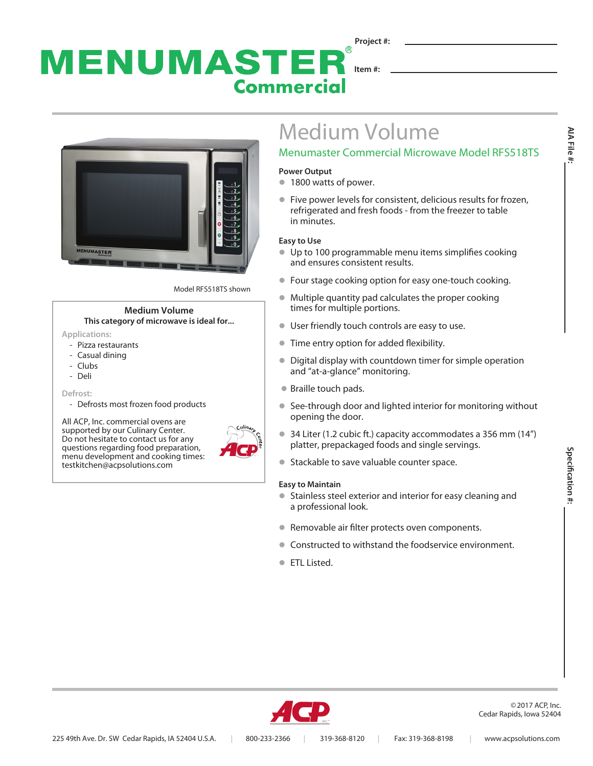# MENUMASTER® Commercial

Project #: \_\_\_\_\_\_\_\_\_\_\_\_

Item #: \_\_\_\_\_\_\_\_\_\_\_\_

AIA File #:

Specification #:

Model RFS518TS shown

**Medium Volume**
**This category of microwave is ideal for...**

Applications:
- Pizza restaurants
- Casual dining
- Clubs
- Deli

Defrost:
- Defrosts most frozen food products

All ACP, Inc. commercial ovens are supported by our Culinary Center. Do not hesitate to contact us for any questions regarding food preparation, menu development and cooking times: testkitchen@acpsolutions.com

# Medium Volume

## Menumaster Commercial Microwave Model RFS518TS

**Power Output**
- 1800 watts of power.
- Five power levels for consistent, delicious results for frozen, refrigerated and fresh foods - from the freezer to table in minutes.

**Easy to Use**
- Up to 100 programmable menu items simplifies cooking and ensures consistent results.
- Four stage cooking option for easy one-touch cooking.
- Multiple quantity pad calculates the proper cooking times for multiple portions.
- User friendly touch controls are easy to use.
- Time entry option for added flexibility.
- Digital display with countdown timer for simple operation and "at-a-glance" monitoring.
- Braille touch pads.
- See-through door and lighted interior for monitoring without opening the door.
- 34 Liter (1.2 cubic ft.) capacity accommodates a 356 mm (14") platter, prepackaged foods and single servings.
- Stackable to save valuable counter space.

**Easy to Maintain**
- Stainless steel exterior and interior for easy cleaning and a professional look.
- Removable air filter protects oven components.
- Constructed to withstand the foodservice environment.
- ETL Listed.

© 2017 ACP, Inc.
Cedar Rapids, Iowa 52404

225 49th Ave. Dr. SW Cedar Rapids, IA 52404 U.S.A. | 800-233-2366 | 319-368-8120 | Fax: 319-368-8198 | www.acpsolutions.com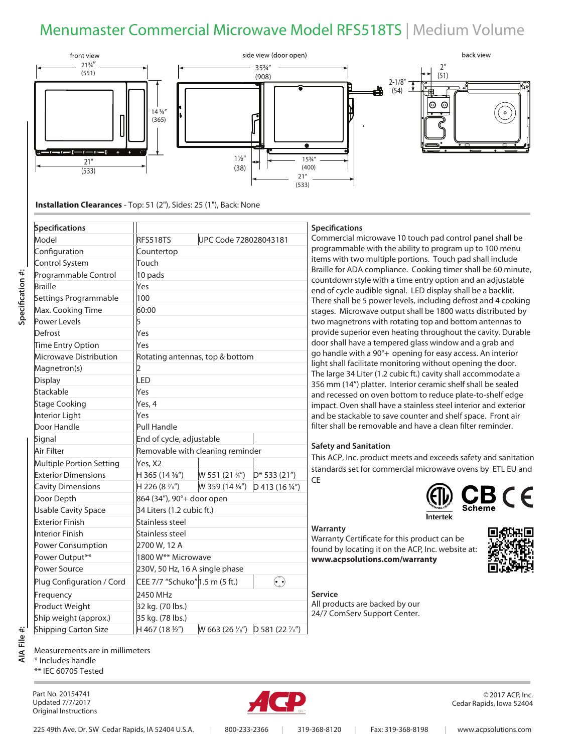# Menumaster Commercial Microwave Model RFS518TS | Medium Volume

front view

21¾″
(551)

14 ⅜″
(365)

21″
(533)

side view (door open)

35¾″
(908)

1½″
(38)

15¾″
(400)

21″
(533)

back view

2″
(51)

2-1/8″
(54)

**Installation Clearances** - Top: 51 (2"), Sides: 25 (1"), Back: None

| Specifications | | | |
|---|---|---|---|
| Model | RFS518TS | UPC Code 728028043181 | |
| Configuration | Countertop | | |
| Control System | Touch | | |
| Programmable Control | 10 pads | | |
| Braille | Yes | | |
| Settings Programmable | 100 | | |
| Max. Cooking Time | 60:00 | | |
| Power Levels | 5 | | |
| Defrost | Yes | | |
| Time Entry Option | Yes | | |
| Microwave Distribution | Rotating antennas, top & bottom | | |
| Magnetron(s) | 2 | | |
| Display | LED | | |
| Stackable | Yes | | |
| Stage Cooking | Yes, 4 | | |
| Interior Light | Yes | | |
| Door Handle | Pull Handle | | |
| Signal | End of cycle, adjustable | | |
| Air Filter | Removable with cleaning reminder | | |
| Multiple Portion Setting | Yes, X2 | | |
| Exterior Dimensions | H 365 (14 ⅜″) | W 551 (21 ¾″) | D* 533 (21″) |
| Cavity Dimensions | H 226 (8 ⅞″) | W 359 (14 ⅛″) | D 413 (16 ¼″) |
| Door Depth | 864 (34″), 90°+ door open | | |
| Usable Cavity Space | 34 Liters (1.2 cubic ft.) | | |
| Exterior Finish | Stainless steel | | |
| Interior Finish | Stainless steel | | |
| Power Consumption | 2700 W, 12 A | | |
| Power Output** | 1800 W** Microwave | | |
| Power Source | 230V, 50 Hz, 16 A single phase | | |
| Plug Configuration / Cord | CEE 7/7 "Schuko" | 1.5 m (5 ft.) | |
| Frequency | 2450 MHz | | |
| Product Weight | 32 kg. (70 lbs.) | | |
| Ship weight (approx.) | 35 kg. (78 lbs.) | | |
| Shipping Carton Size | H 467 (18 ½″) | W 663 (26 ⅛″) | D 581 (22 ⅞″) |

Measurements are in millimeters
* Includes handle
** IEC 60705 Tested

### Specifications

Commercial microwave 10 touch pad control panel shall be programmable with the ability to program up to 100 menu items with two multiple portions. Touch pad shall include Braille for ADA compliance. Cooking timer shall be 60 minute, countdown style with a time entry option and an adjustable end of cycle audible signal. LED display shall be a backlit. There shall be 5 power levels, including defrost and 4 cooking stages. Microwave output shall be 1800 watts distributed by two magnetrons with rotating top and bottom antennas to provide superior even heating throughout the cavity. Durable door shall have a tempered glass window and a grab and go handle with a 90°+ opening for easy access. An interior light shall facilitate monitoring without opening the door. The large 34 Liter (1.2 cubic ft.) cavity shall accommodate a 356 mm (14") platter. Interior ceramic shelf shall be sealed and recessed on oven bottom to reduce plate-to-shelf edge impact. Oven shall have a stainless steel interior and exterior and be stackable to save counter and shelf space. Front air filter shall be removable and have a clean filter reminder.

### Safety and Sanitation

This ACP, Inc. product meets and exceeds safety and sanitation standards set for commercial microwave ovens by ETL EU and CE

Intertek

CB Scheme CE

### Warranty

Warranty Certificate for this product can be found by locating it on the ACP, Inc. website at: **www.acpsolutions.com/warranty**

### Service

All products are backed by our 24/7 ComServ Support Center.

Specification #:

AIA File #:

Part No. 20154741
Updated 7/7/2017
Original Instructions

© 2017 ACP, Inc.
Cedar Rapids, Iowa 52404

225 49th Ave. Dr. SW Cedar Rapids, IA 52404 U.S.A. | 800-233-2366 | 319-368-8120 | Fax: 319-368-8198 | www.acpsolutions.com